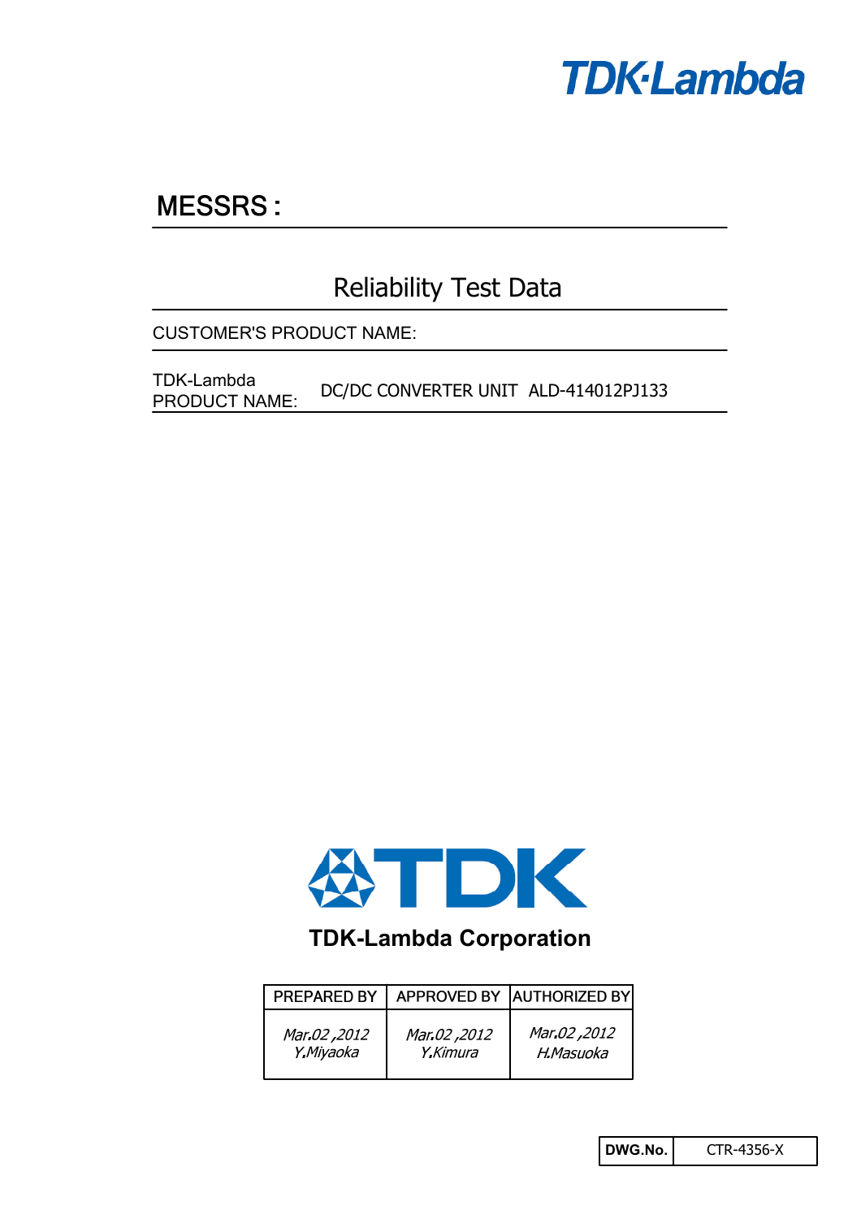TDK-Lambda

# MESSRS :

## Reliability Test Data

CUSTOMER'S PRODUCT NAME:

TDK-Lambda PRODUCT NAME: DC/DC CONVERTER UNIT ALD-414012PJ133

TDK-Lambda Corporation

| PREPARED BY | APPROVED BY | AUTHORIZED BY |
|---|---|---|
| *Mar.02 ,2012 Y.Miyaoka* | *Mar.02 ,2012 Y.Kimura* | *Mar.02 ,2012 H.Masuoka* |

| DWG.No. | CTR-4356-X |
|---|---|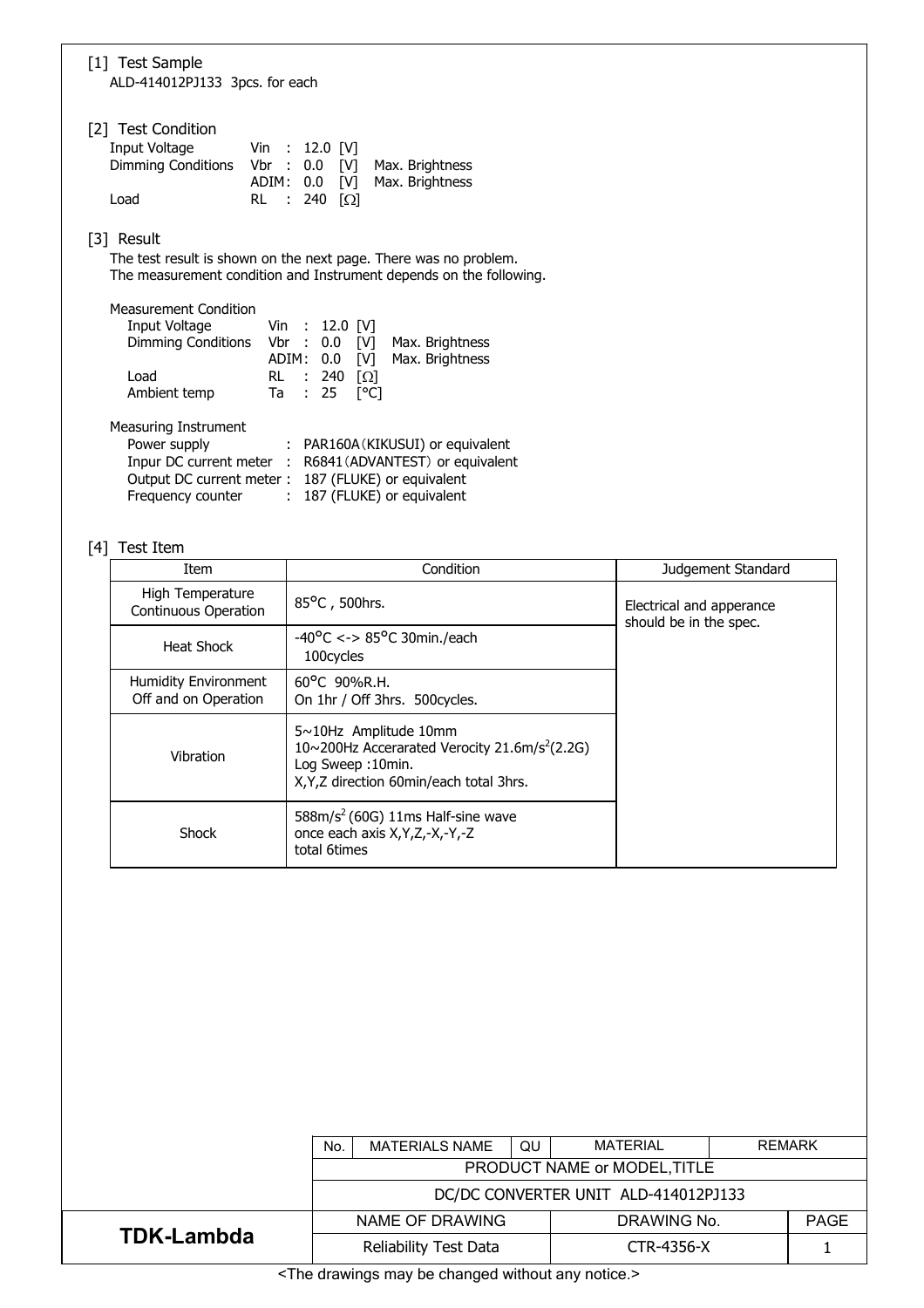[1] Test Sample

ALD-414012PJ133 3pcs. for each

[2] Test Condition

| | | | |
|---|---|---|---|
| Input Voltage | Vin : | 12.0 [V] | |
| Dimming Conditions | Vbr : | 0.0 [V] | Max. Brightness |
| | ADIM : | 0.0 [V] | Max. Brightness |
| Load | RL : | 240 [Ω] | |

[3] Result

The test result is shown on the next page. There was no problem.
The measurement condition and Instrument depends on the following.

Measurement Condition

| | | | |
|---|---|---|---|
| Input Voltage | Vin : | 12.0 [V] | |
| Dimming Conditions | Vbr : | 0.0 [V] | Max. Brightness |
| | ADIM : | 0.0 [V] | Max. Brightness |
| Load | RL : | 240 [Ω] | |
| Ambient temp | Ta : | 25 [°C] | |

Measuring Instrument

- Power supply : PAR160A（KIKUSUI) or equivalent
- Inpur DC current meter : R6841（ADVANTEST）or equivalent
- Output DC current meter : 187 (FLUKE) or equivalent
- Frequency counter : 187 (FLUKE) or equivalent

[4] Test Item

| Item | Condition | Judgement Standard |
|---|---|---|
| High Temperature Continuous Operation | 85°C , 500hrs. | Electrical and apperance should be in the spec. |
| Heat Shock | -40°C <-> 85°C 30min./each 100cycles | |
| Humidity Environment Off and on Operation | 60°C 90%R.H. On 1hr / Off 3hrs. 500cycles. | |
| Vibration | 5~10Hz Amplitude 10mm<br>10~200Hz Accerarated Verocity 21.6m/s$^2$(2.2G)<br>Log Sweep :10min.<br>X,Y,Z direction 60min/each total 3hrs. | |
| Shock | 588m/s$^2$ (60G) 11ms Half-sine wave<br>once each axis X,Y,Z,-X,-Y,-Z<br>total 6times | |

| No. | MATERIALS NAME | QU | MATERIAL | REMARK |
|---|---|---|---|---|
| PRODUCT NAME or MODEL,TITLE | | | | |
| DC/DC CONVERTER UNIT ALD-414012PJ133 | | | | |

| | NAME OF DRAWING | DRAWING No. | PAGE |
|---|---|---|---|
| **TDK-Lambda** | Reliability Test Data | CTR-4356-X | 1 |

<The drawings may be changed without any notice.>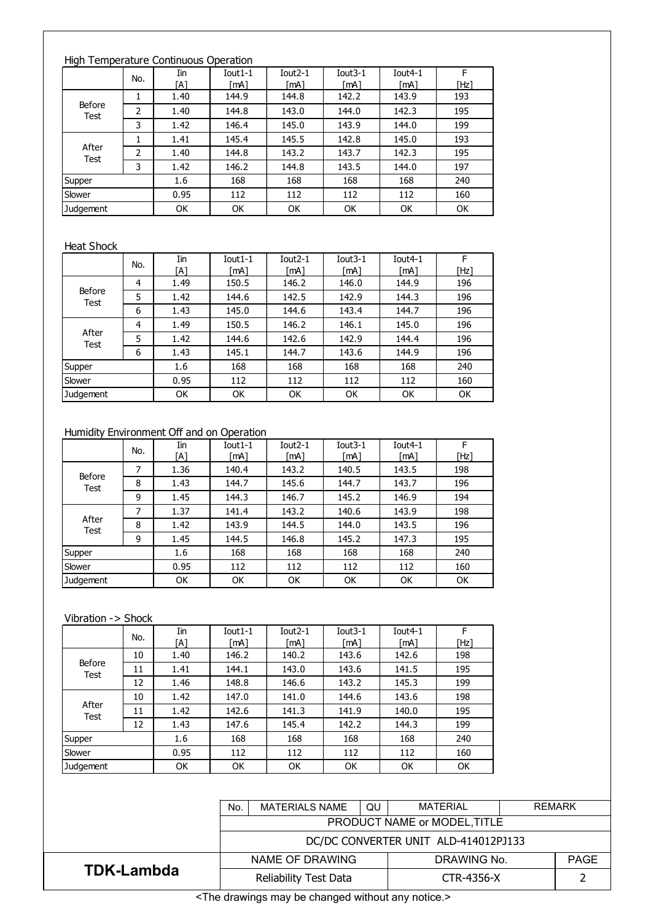### High Temperature Continuous Operation

| | No. | Iin [A] | Iout1-1 [mA] | Iout2-1 [mA] | Iout3-1 [mA] | Iout4-1 [mA] | F [Hz] |
|---|---|---|---|---|---|---|---|
| Before Test | 1 | 1.40 | 144.9 | 144.8 | 142.2 | 143.9 | 193 |
| | 2 | 1.40 | 144.8 | 143.0 | 144.0 | 142.3 | 195 |
| | 3 | 1.42 | 146.4 | 145.0 | 143.9 | 144.0 | 199 |
| After Test | 1 | 1.41 | 145.4 | 145.5 | 142.8 | 145.0 | 193 |
| | 2 | 1.40 | 144.8 | 143.2 | 143.7 | 142.3 | 195 |
| | 3 | 1.42 | 146.2 | 144.8 | 143.5 | 144.0 | 197 |
| Supper | | 1.6 | 168 | 168 | 168 | 168 | 240 |
| Slower | | 0.95 | 112 | 112 | 112 | 112 | 160 |
| Judgement | | OK | OK | OK | OK | OK | OK |

### Heat Shock

| | No. | Iin [A] | Iout1-1 [mA] | Iout2-1 [mA] | Iout3-1 [mA] | Iout4-1 [mA] | F [Hz] |
|---|---|---|---|---|---|---|---|
| Before Test | 4 | 1.49 | 150.5 | 146.2 | 146.0 | 144.9 | 196 |
| | 5 | 1.42 | 144.6 | 142.5 | 142.9 | 144.3 | 196 |
| | 6 | 1.43 | 145.0 | 144.6 | 143.4 | 144.7 | 196 |
| After Test | 4 | 1.49 | 150.5 | 146.2 | 146.1 | 145.0 | 196 |
| | 5 | 1.42 | 144.6 | 142.6 | 142.9 | 144.4 | 196 |
| | 6 | 1.43 | 145.1 | 144.7 | 143.6 | 144.9 | 196 |
| Supper | | 1.6 | 168 | 168 | 168 | 168 | 240 |
| Slower | | 0.95 | 112 | 112 | 112 | 112 | 160 |
| Judgement | | OK | OK | OK | OK | OK | OK |

### Humidity Environment Off and on Operation

| | No. | Iin [A] | Iout1-1 [mA] | Iout2-1 [mA] | Iout3-1 [mA] | Iout4-1 [mA] | F [Hz] |
|---|---|---|---|---|---|---|---|
| Before Test | 7 | 1.36 | 140.4 | 143.2 | 140.5 | 143.5 | 198 |
| | 8 | 1.43 | 144.7 | 145.6 | 144.7 | 143.7 | 196 |
| | 9 | 1.45 | 144.3 | 146.7 | 145.2 | 146.9 | 194 |
| After Test | 7 | 1.37 | 141.4 | 143.2 | 140.6 | 143.9 | 198 |
| | 8 | 1.42 | 143.9 | 144.5 | 144.0 | 143.5 | 196 |
| | 9 | 1.45 | 144.5 | 146.8 | 145.2 | 147.3 | 195 |
| Supper | | 1.6 | 168 | 168 | 168 | 168 | 240 |
| Slower | | 0.95 | 112 | 112 | 112 | 112 | 160 |
| Judgement | | OK | OK | OK | OK | OK | OK |

### Vibration -> Shock

| | No. | Iin [A] | Iout1-1 [mA] | Iout2-1 [mA] | Iout3-1 [mA] | Iout4-1 [mA] | F [Hz] |
|---|---|---|---|---|---|---|---|
| Before Test | 10 | 1.40 | 146.2 | 140.2 | 143.6 | 142.6 | 198 |
| | 11 | 1.41 | 144.1 | 143.0 | 143.6 | 141.5 | 195 |
| | 12 | 1.46 | 148.8 | 146.6 | 143.2 | 145.3 | 199 |
| After Test | 10 | 1.42 | 147.0 | 141.0 | 144.6 | 143.6 | 198 |
| | 11 | 1.42 | 142.6 | 141.3 | 141.9 | 140.0 | 195 |
| | 12 | 1.43 | 147.6 | 145.4 | 142.2 | 144.3 | 199 |
| Supper | | 1.6 | 168 | 168 | 168 | 168 | 240 |
| Slower | | 0.95 | 112 | 112 | 112 | 112 | 160 |
| Judgement | | OK | OK | OK | OK | OK | OK |

| | | | | |
|---|---|---|---|---|
| No. | MATERIALS NAME | QU | MATERIAL | REMARK |
| PRODUCT NAME or MODEL,TITLE | | | | |
| DC/DC CONVERTER UNIT ALD-414012PJ133 | | | | |
| NAME OF DRAWING | | DRAWING No. | | PAGE |
| Reliability Test Data | | CTR-4356-X | | 2 |

**TDK-Lambda**

<The drawings may be changed without any notice.>